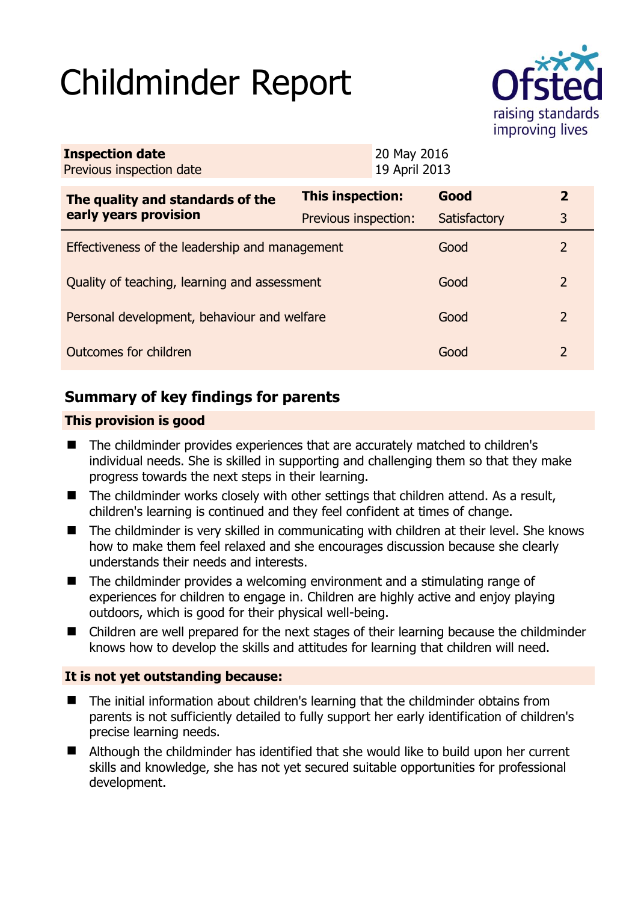# Childminder Report

Ofsted
raising standards
improving lives

| **Inspection date** | 20 May 2016 |
|---|---|
| Previous inspection date | 19 April 2013 |

| **The quality and standards of the early years provision** | **This inspection:** | **Good** | **2** |
|---|---|---|---|
| | Previous inspection: | Satisfactory | 3 |
| Effectiveness of the leadership and management | | Good | 2 |
| Quality of teaching, learning and assessment | | Good | 2 |
| Personal development, behaviour and welfare | | Good | 2 |
| Outcomes for children | | Good | 2 |

## Summary of key findings for parents

### This provision is good

- The childminder provides experiences that are accurately matched to children's individual needs. She is skilled in supporting and challenging them so that they make progress towards the next steps in their learning.
- The childminder works closely with other settings that children attend. As a result, children's learning is continued and they feel confident at times of change.
- The childminder is very skilled in communicating with children at their level. She knows how to make them feel relaxed and she encourages discussion because she clearly understands their needs and interests.
- The childminder provides a welcoming environment and a stimulating range of experiences for children to engage in. Children are highly active and enjoy playing outdoors, which is good for their physical well-being.
- Children are well prepared for the next stages of their learning because the childminder knows how to develop the skills and attitudes for learning that children will need.

### It is not yet outstanding because:

- The initial information about children's learning that the childminder obtains from parents is not sufficiently detailed to fully support her early identification of children's precise learning needs.
- Although the childminder has identified that she would like to build upon her current skills and knowledge, she has not yet secured suitable opportunities for professional development.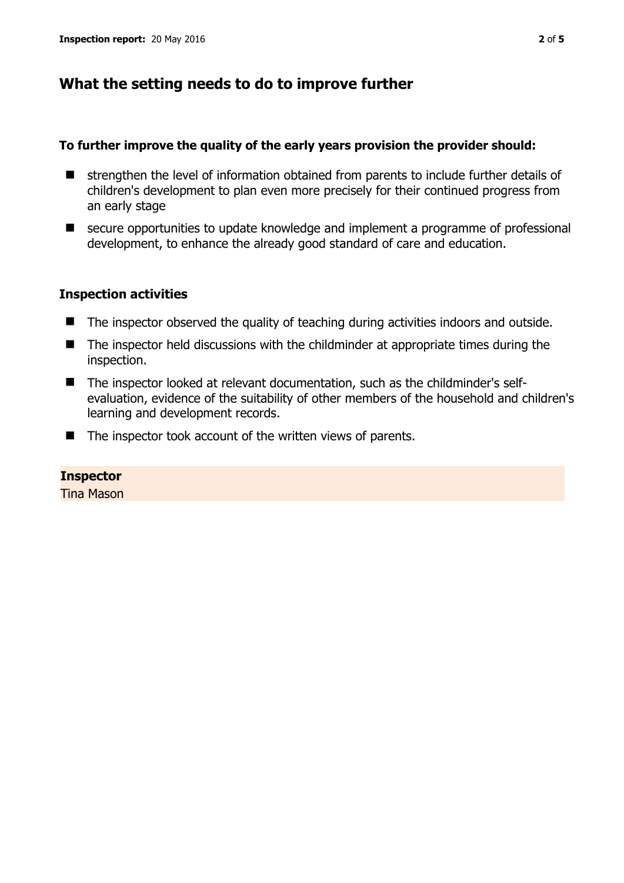## What the setting needs to do to improve further

**To further improve the quality of the early years provision the provider should:**

- strengthen the level of information obtained from parents to include further details of children's development to plan even more precisely for their continued progress from an early stage
- secure opportunities to update knowledge and implement a programme of professional development, to enhance the already good standard of care and education.

### Inspection activities

- The inspector observed the quality of teaching during activities indoors and outside.
- The inspector held discussions with the childminder at appropriate times during the inspection.
- The inspector looked at relevant documentation, such as the childminder's self-evaluation, evidence of the suitability of other members of the household and children's learning and development records.
- The inspector took account of the written views of parents.

**Inspector**
Tina Mason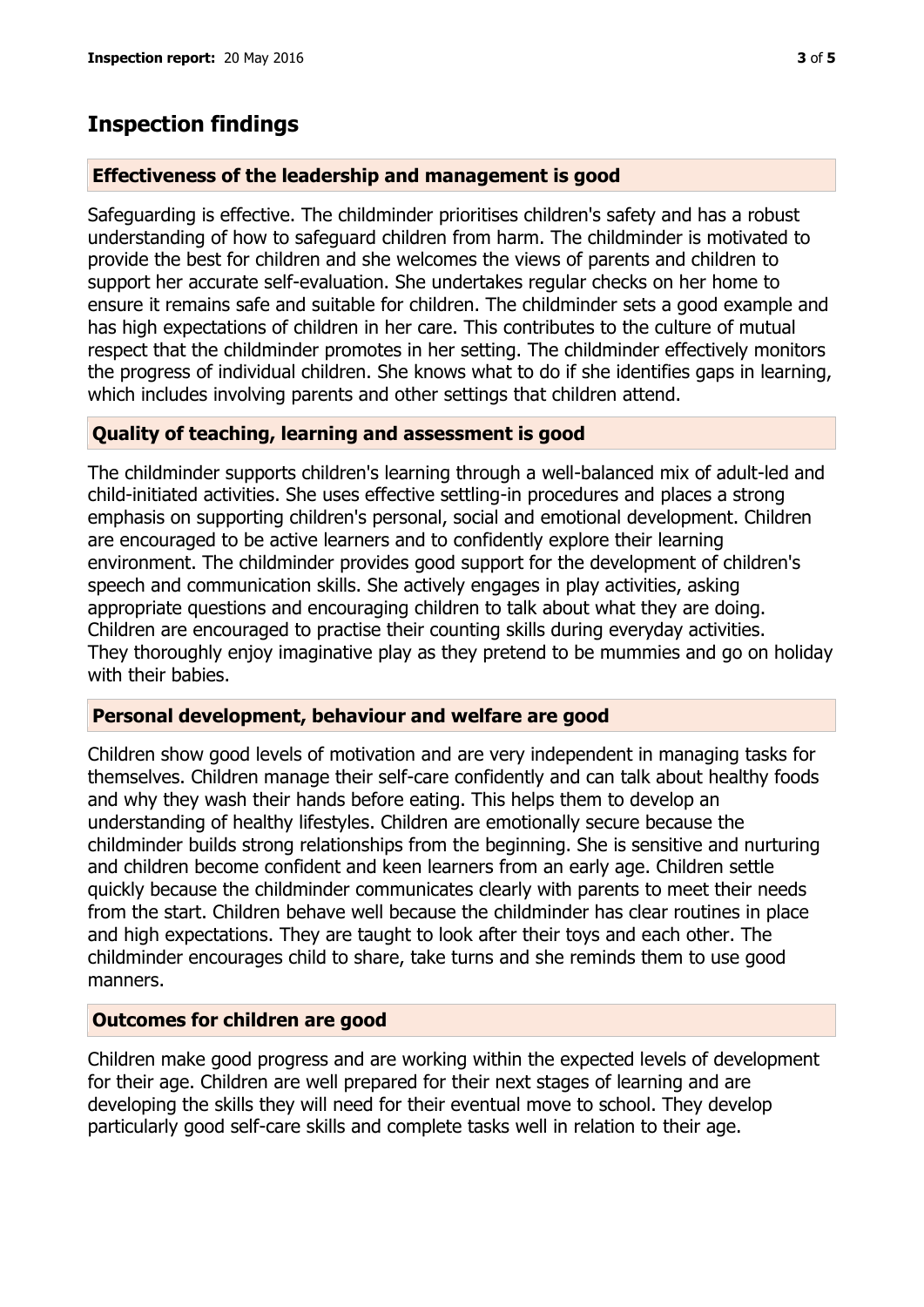# Inspection findings

### Effectiveness of the leadership and management is good

Safeguarding is effective. The childminder prioritises children's safety and has a robust understanding of how to safeguard children from harm. The childminder is motivated to provide the best for children and she welcomes the views of parents and children to support her accurate self-evaluation. She undertakes regular checks on her home to ensure it remains safe and suitable for children. The childminder sets a good example and has high expectations of children in her care. This contributes to the culture of mutual respect that the childminder promotes in her setting. The childminder effectively monitors the progress of individual children. She knows what to do if she identifies gaps in learning, which includes involving parents and other settings that children attend.

### Quality of teaching, learning and assessment is good

The childminder supports children's learning through a well-balanced mix of adult-led and child-initiated activities. She uses effective settling-in procedures and places a strong emphasis on supporting children's personal, social and emotional development. Children are encouraged to be active learners and to confidently explore their learning environment. The childminder provides good support for the development of children's speech and communication skills. She actively engages in play activities, asking appropriate questions and encouraging children to talk about what they are doing. Children are encouraged to practise their counting skills during everyday activities. They thoroughly enjoy imaginative play as they pretend to be mummies and go on holiday with their babies.

### Personal development, behaviour and welfare are good

Children show good levels of motivation and are very independent in managing tasks for themselves. Children manage their self-care confidently and can talk about healthy foods and why they wash their hands before eating. This helps them to develop an understanding of healthy lifestyles. Children are emotionally secure because the childminder builds strong relationships from the beginning. She is sensitive and nurturing and children become confident and keen learners from an early age. Children settle quickly because the childminder communicates clearly with parents to meet their needs from the start. Children behave well because the childminder has clear routines in place and high expectations. They are taught to look after their toys and each other. The childminder encourages child to share, take turns and she reminds them to use good manners.

### Outcomes for children are good

Children make good progress and are working within the expected levels of development for their age. Children are well prepared for their next stages of learning and are developing the skills they will need for their eventual move to school. They develop particularly good self-care skills and complete tasks well in relation to their age.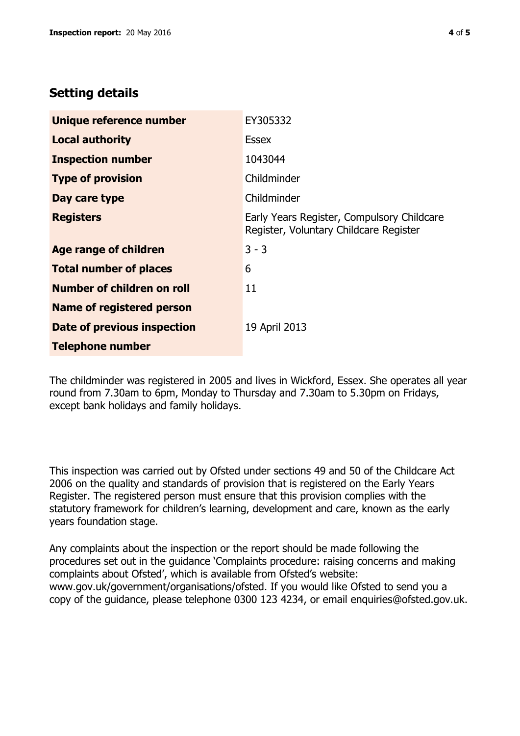## Setting details

| | |
|---|---|
| **Unique reference number** | EY305332 |
| **Local authority** | Essex |
| **Inspection number** | 1043044 |
| **Type of provision** | Childminder |
| **Day care type** | Childminder |
| **Registers** | Early Years Register, Compulsory Childcare Register, Voluntary Childcare Register |
| **Age range of children** | 3 - 3 |
| **Total number of places** | 6 |
| **Number of children on roll** | 11 |
| **Name of registered person** | |
| **Date of previous inspection** | 19 April 2013 |
| **Telephone number** | |

The childminder was registered in 2005 and lives in Wickford, Essex. She operates all year round from 7.30am to 6pm, Monday to Thursday and 7.30am to 5.30pm on Fridays, except bank holidays and family holidays.

This inspection was carried out by Ofsted under sections 49 and 50 of the Childcare Act 2006 on the quality and standards of provision that is registered on the Early Years Register. The registered person must ensure that this provision complies with the statutory framework for children's learning, development and care, known as the early years foundation stage.

Any complaints about the inspection or the report should be made following the procedures set out in the guidance 'Complaints procedure: raising concerns and making complaints about Ofsted', which is available from Ofsted's website: www.gov.uk/government/organisations/ofsted. If you would like Ofsted to send you a copy of the guidance, please telephone 0300 123 4234, or email enquiries@ofsted.gov.uk.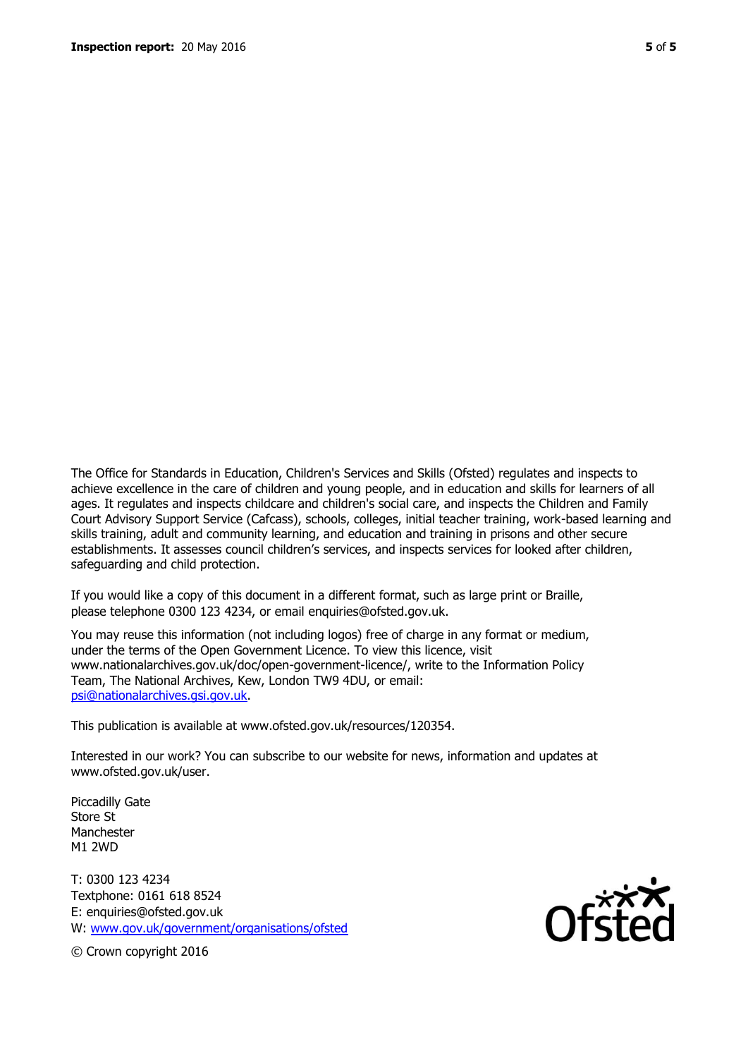The Office for Standards in Education, Children's Services and Skills (Ofsted) regulates and inspects to achieve excellence in the care of children and young people, and in education and skills for learners of all ages. It regulates and inspects childcare and children's social care, and inspects the Children and Family Court Advisory Support Service (Cafcass), schools, colleges, initial teacher training, work-based learning and skills training, adult and community learning, and education and training in prisons and other secure establishments. It assesses council children's services, and inspects services for looked after children, safeguarding and child protection.

If you would like a copy of this document in a different format, such as large print or Braille, please telephone 0300 123 4234, or email enquiries@ofsted.gov.uk.

You may reuse this information (not including logos) free of charge in any format or medium, under the terms of the Open Government Licence. To view this licence, visit www.nationalarchives.gov.uk/doc/open-government-licence/, write to the Information Policy Team, The National Archives, Kew, London TW9 4DU, or email: psi@nationalarchives.gsi.gov.uk.

This publication is available at www.ofsted.gov.uk/resources/120354.

Interested in our work? You can subscribe to our website for news, information and updates at www.ofsted.gov.uk/user.

Piccadilly Gate
Store St
Manchester
M1 2WD

T: 0300 123 4234
Textphone: 0161 618 8524
E: enquiries@ofsted.gov.uk
W: www.gov.uk/government/organisations/ofsted

© Crown copyright 2016